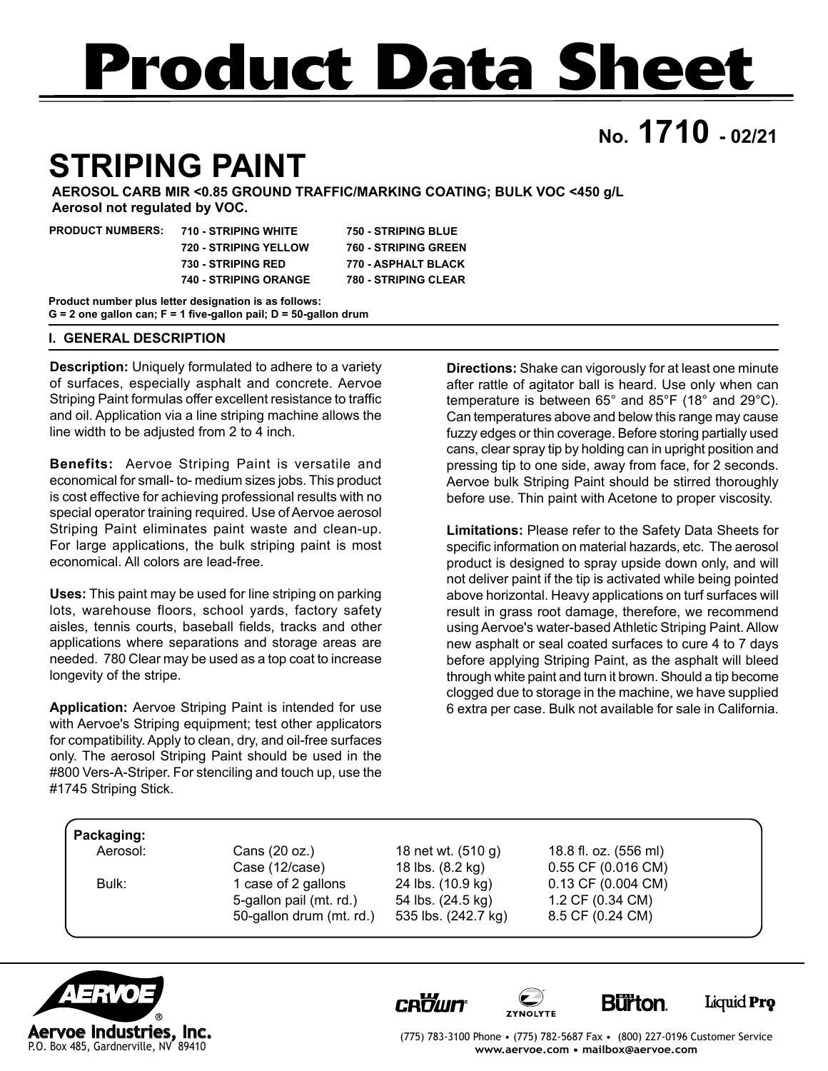# Product Data Sheet

**No. 1710 - 02/21**

## STRIPING PAINT

**AEROSOL CARB MIR <0.85 GROUND TRAFFIC/MARKING COATING; BULK VOC <450 g/L**
**Aerosol not regulated by VOC.**

| PRODUCT NUMBERS: | | |
|---|---|---|
| | 710 - STRIPING WHITE | 750 - STRIPING BLUE |
| | 720 - STRIPING YELLOW | 760 - STRIPING GREEN |
| | 730 - STRIPING RED | 770 - ASPHALT BLACK |
| | 740 - STRIPING ORANGE | 780 - STRIPING CLEAR |

**Product number plus letter designation is as follows:**
**G = 2 one gallon can; F = 1 five-gallon pail; D = 50-gallon drum**

### I. GENERAL DESCRIPTION

**Description:** Uniquely formulated to adhere to a variety of surfaces, especially asphalt and concrete. Aervoe Striping Paint formulas offer excellent resistance to traffic and oil. Application via a line striping machine allows the line width to be adjusted from 2 to 4 inch.

**Benefits:** Aervoe Striping Paint is versatile and economical for small- to- medium sizes jobs. This product is cost effective for achieving professional results with no special operator training required. Use of Aervoe aerosol Striping Paint eliminates paint waste and clean-up. For large applications, the bulk striping paint is most economical. All colors are lead-free.

**Uses:** This paint may be used for line striping on parking lots, warehouse floors, school yards, factory safety aisles, tennis courts, baseball fields, tracks and other applications where separations and storage areas are needed. 780 Clear may be used as a top coat to increase longevity of the stripe.

**Application:** Aervoe Striping Paint is intended for use with Aervoe's Striping equipment; test other applicators for compatibility. Apply to clean, dry, and oil-free surfaces only. The aerosol Striping Paint should be used in the #800 Vers-A-Striper. For stenciling and touch up, use the #1745 Striping Stick.

**Directions:** Shake can vigorously for at least one minute after rattle of agitator ball is heard. Use only when can temperature is between 65° and 85°F (18° and 29°C). Can temperatures above and below this range may cause fuzzy edges or thin coverage. Before storing partially used cans, clear spray tip by holding can in upright position and pressing tip to one side, away from face, for 2 seconds. Aervoe bulk Striping Paint should be stirred thoroughly before use. Thin paint with Acetone to proper viscosity.

**Limitations:** Please refer to the Safety Data Sheets for specific information on material hazards, etc. The aerosol product is designed to spray upside down only, and will not deliver paint if the tip is activated while being pointed above horizontal. Heavy applications on turf surfaces will result in grass root damage, therefore, we recommend using Aervoe's water-based Athletic Striping Paint. Allow new asphalt or seal coated surfaces to cure 4 to 7 days before applying Striping Paint, as the asphalt will bleed through white paint and turn it brown. Should a tip become clogged due to storage in the machine, we have supplied 6 extra per case. Bulk not available for sale in California.

**Packaging:**

| | | | |
|---|---|---|---|
| Aerosol: | Cans (20 oz.) | 18 net wt. (510 g) | 18.8 fl. oz. (556 ml) |
| | Case (12/case) | 18 lbs. (8.2 kg) | 0.55 CF (0.016 CM) |
| Bulk: | 1 case of 2 gallons | 24 lbs. (10.9 kg) | 0.13 CF (0.004 CM) |
| | 5-gallon pail (mt. rd.) | 54 lbs. (24.5 kg) | 1.2 CF (0.34 CM) |
| | 50-gallon drum (mt. rd.) | 535 lbs. (242.7 kg) | 8.5 CF (0.24 CM) |

Aervoe Industries, Inc.
P.O. Box 485, Gardnerville, NV 89410

(775) 783-3100 Phone • (775) 782-5687 Fax • (800) 227-0196 Customer Service
www.aervoe.com • mailbox@aervoe.com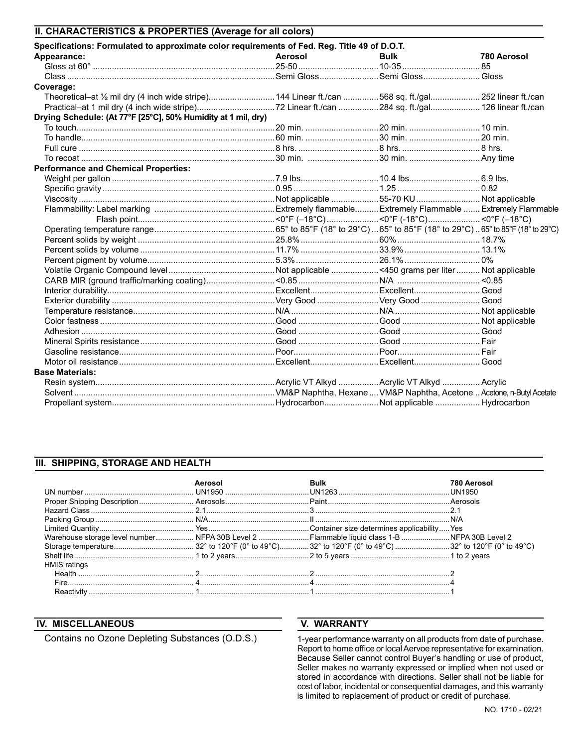## II. CHARACTERISTICS & PROPERTIES (Average for all colors)

**Specifications: Formulated to approximate color requirements of Fed. Reg. Title 49 of D.O.T.**

| Appearance: | Aerosol | Bulk | 780 Aerosol |
|---|---|---|---|
| Gloss at 60° | 25-50 | 10-35 | 85 |
| Class | Semi Gloss | Semi Gloss | Gloss |
| **Coverage:** | | | |
| Theoretical–at ½ mil dry (4 inch wide stripe) | 144 Linear ft./can | 568 sq. ft./gal. | 252 linear ft./can |
| Practical–at 1 mil dry (4 inch wide stripe) | 72 Linear ft./can | 284 sq. ft./gal. | 126 linear ft./can |
| **Drying Schedule: (At 77°F [25°C], 50% Humidity at 1 mil, dry)** | | | |
| To touch | 20 min. | 20 min. | 10 min. |
| To handle | 60 min. | 30 min. | 20 min. |
| Full cure | 8 hrs. | 8 hrs. | 8 hrs. |
| To recoat | 30 min. | 30 min. | Any time |
| **Performance and Chemical Properties:** | | | |
| Weight per gallon | 7.9 lbs. | 10.4 lbs. | 6.9 lbs. |
| Specific gravity | 0.95 | 1.25 | 0.82 |
| Viscosity | Not applicable | 55-70 KU | Not applicable |
| Flammability: Label marking | Extremely flammable | Extremely Flammable | Extremely Flammable |
| Flash point | <0°F (–18°C) | <0°F (-18°C) | <0°F (–18°C) |
| Operating temperature range | 65° to 85°F (18° to 29°C) | 65° to 85°F (18° to 29°C) | 65° to 85°F (18° to 29°C) |
| Percent solids by weight | 25.8% | 60% | 18.7% |
| Percent solids by volume | 11.7% | 33.9% | 13.1% |
| Percent pigment by volume | 5.3% | 26.1% | 0% |
| Volatile Organic Compound level | Not applicable | <450 grams per liter | Not applicable |
| CARB MIR (ground traffic/marking coating) | <0.85 | N/A | <0.85 |
| Interior durability | Excellent | Excellent | Good |
| Exterior durability | Very Good | Very Good | Good |
| Temperature resistance | N/A | N/A | Not applicable |
| Color fastness | Good | Good | Not applicable |
| Adhesion | Good | Good | Good |
| Mineral Spirits resistance | Good | Good | Fair |
| Gasoline resistance | Poor | Poor | Fair |
| Motor oil resistance | Excellent | Excellent | Good |
| **Base Materials:** | | | |
| Resin system | Acrylic VT Alkyd | Acrylic VT Alkyd | Acrylic |
| Solvent | VM&P Naphtha, Hexane | VM&P Naphtha, Acetone | Acetone, n-Butyl Acetate |
| Propellant system | Hydrocarbon | Not applicable | Hydrocarbon |

## III. SHIPPING, STORAGE AND HEALTH

| | Aerosol | Bulk | 780 Aerosol |
|---|---|---|---|
| UN number | UN1950 | UN1263 | UN1950 |
| Proper Shipping Description | Aerosols | Paint | Aerosols |
| Hazard Class | 2.1 | 3 | 2.1 |
| Packing Group | N/A | II | N/A |
| Limited Quantity | Yes | Container size determines applicability | Yes |
| Warehouse storage level number | NFPA 30B Level 2 | Flammable liquid class 1-B | NFPA 30B Level 2 |
| Storage temperature | 32° to 120°F (0° to 49°C) | 32° to 120°F (0° to 49°C) | 32° to 120°F (0° to 49°C) |
| Shelf life | 1 to 2 years | 2 to 5 years | 1 to 2 years |
| HMIS ratings | | | |
| Health | 2 | 2 | 2 |
| Fire | 4 | 4 | 4 |
| Reactivity | 1 | 1 | 1 |

## IV. MISCELLANEOUS

Contains no Ozone Depleting Substances (O.D.S.)

## V. WARRANTY

1-year performance warranty on all products from date of purchase. Report to home office or local Aervoe representative for examination. Because Seller cannot control Buyer's handling or use of product, Seller makes no warranty expressed or implied when not used or stored in accordance with directions. Seller shall not be liable for cost of labor, incidental or consequential damages, and this warranty is limited to replacement of product or credit of purchase.

NO. 1710 - 02/21